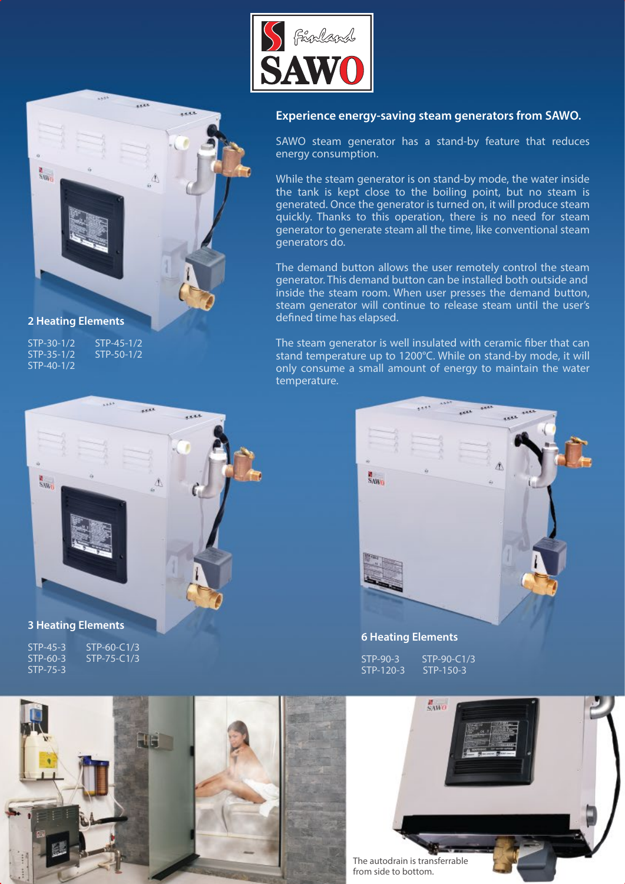## Experience energy-saving steam generators from SAWO.

SAWO steam generator has a stand-by feature that reduces energy consumption.

While the steam generator is on stand-by mode, the water inside the tank is kept close to the boiling point, but no steam is generated. Once the generator is turned on, it will produce steam quickly. Thanks to this operation, there is no need for steam generator to generate steam all the time, like conventional steam generators do.

The demand button allows the user remotely control the steam generator. This demand button can be installed both outside and inside the steam room. When user presses the demand button, steam generator will continue to release steam until the user's defined time has elapsed.

The steam generator is well insulated with ceramic fiber that can stand temperature up to 1200°C. While on stand-by mode, it will only consume a small amount of energy to maintain the water temperature.

### 2 Heating Elements

STP-30-1/2
STP-35-1/2
STP-40-1/2
STP-45-1/2
STP-50-1/2

### 3 Heating Elements

STP-45-3
STP-60-3
STP-75-3
STP-60-C1/3
STP-75-C1/3

### 6 Heating Elements

STP-90-3
STP-120-3
STP-90-C1/3
STP-150-3

The autodrain is transferrable from side to bottom.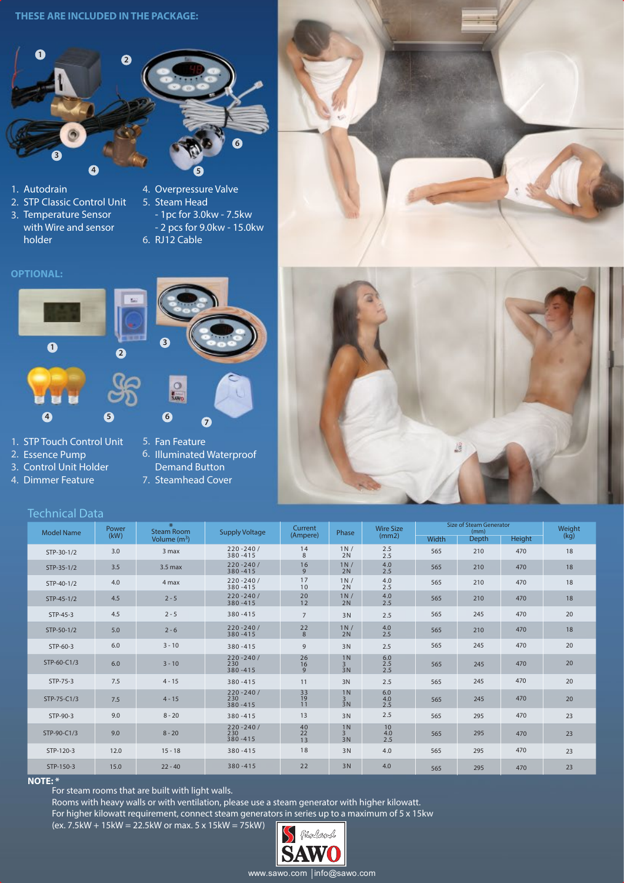**THESE ARE INCLUDED IN THE PACKAGE:**

1. Autodrain
2. STP Classic Control Unit
3. Temperature Sensor with Wire and sensor holder
4. Overpressure Valve
5. Steam Head
   - 1pc for 3.0kw - 7.5kw
   - 2 pcs for 9.0kw - 15.0kw
6. RJ12 Cable

**OPTIONAL:**

1. STP Touch Control Unit
2. Essence Pump
3. Control Unit Holder
4. Dimmer Feature
5. Fan Feature
6. Illuminated Waterproof Demand Button
7. Steamhead Cover

## Technical Data

| Model Name | Power (kW) | * Steam Room Volume ($m^3$) | Supply Voltage | Current (Ampere) | Phase | Wire Size (mm2) | Size of Steam Generator (mm) | | | Weight (kg) |
|---|---|---|---|---|---|---|---|---|---|---|
| | | | | | | | Width | Depth | Height | |
| STP-30-1/2 | 3.0 | 3 max | 220 -240 / 380 -415 | 14 8 | 1N / 2N | 2.5 2.5 | 565 | 210 | 470 | 18 |
| STP-35-1/2 | 3.5 | 3.5 max | 220 -240 / 380 -415 | 16 9 | 1N / 2N | 4.0 2.5 | 565 | 210 | 470 | 18 |
| STP-40-1/2 | 4.0 | 4 max | 220 -240 / 380 -415 | 17 10 | 1N / 2N | 4.0 2.5 | 565 | 210 | 470 | 18 |
| STP-45-1/2 | 4.5 | 2 - 5 | 220 -240 / 380 -415 | 20 12 | 1N / 2N | 4.0 2.5 | 565 | 210 | 470 | 18 |
| STP-45-3 | 4.5 | 2 - 5 | 380 -415 | 7 | 3N | 2.5 | 565 | 245 | 470 | 20 |
| STP-50-1/2 | 5.0 | 2 - 6 | 220 -240 / 380 -415 | 22 8 | 1N / 2N | 4.0 2.5 | 565 | 210 | 470 | 18 |
| STP-60-3 | 6.0 | 3 - 10 | 380 -415 | 9 | 3N | 2.5 | 565 | 245 | 470 | 20 |
| STP-60-C1/3 | 6.0 | 3 - 10 | 220 -240 / 230 380 -415 | 26 16 9 | 1N 3 3N | 6.0 2.5 2.5 | 565 | 245 | 470 | 20 |
| STP-75-3 | 7.5 | 4 - 15 | 380 -415 | 11 | 3N | 2.5 | 565 | 245 | 470 | 20 |
| STP-75-C1/3 | 7.5 | 4 - 15 | 220 -240 / 230 380 -415 | 33 19 11 | 1N 3 3N | 6.0 4.0 2.5 | 565 | 245 | 470 | 20 |
| STP-90-3 | 9.0 | 8 - 20 | 380 -415 | 13 | 3N | 2.5 | 565 | 295 | 470 | 23 |
| STP-90-C1/3 | 9.0 | 8 - 20 | 220 -240 / 230 380 -415 | 40 22 13 | 1N 3 3N | 10 4.0 2.5 | 565 | 295 | 470 | 23 |
| STP-120-3 | 12.0 | 15 - 18 | 380 -415 | 18 | 3N | 4.0 | 565 | 295 | 470 | 23 |
| STP-150-3 | 15.0 | 22 - 40 | 380 -415 | 22 | 3N | 4.0 | 565 | 295 | 470 | 23 |

**NOTE: ***
For steam rooms that are built with light walls.
Rooms with heavy walls or with ventilation, please use a steam generator with higher kilowatt.
For higher kilowatt requirement, connect steam generators in series up to a maximum of 5 x 15kw
(ex. 7.5kW + 15kW = 22.5kW or max. 5 x 15kW = 75kW)

SAWO Finland

www.sawo.com | info@sawo.com